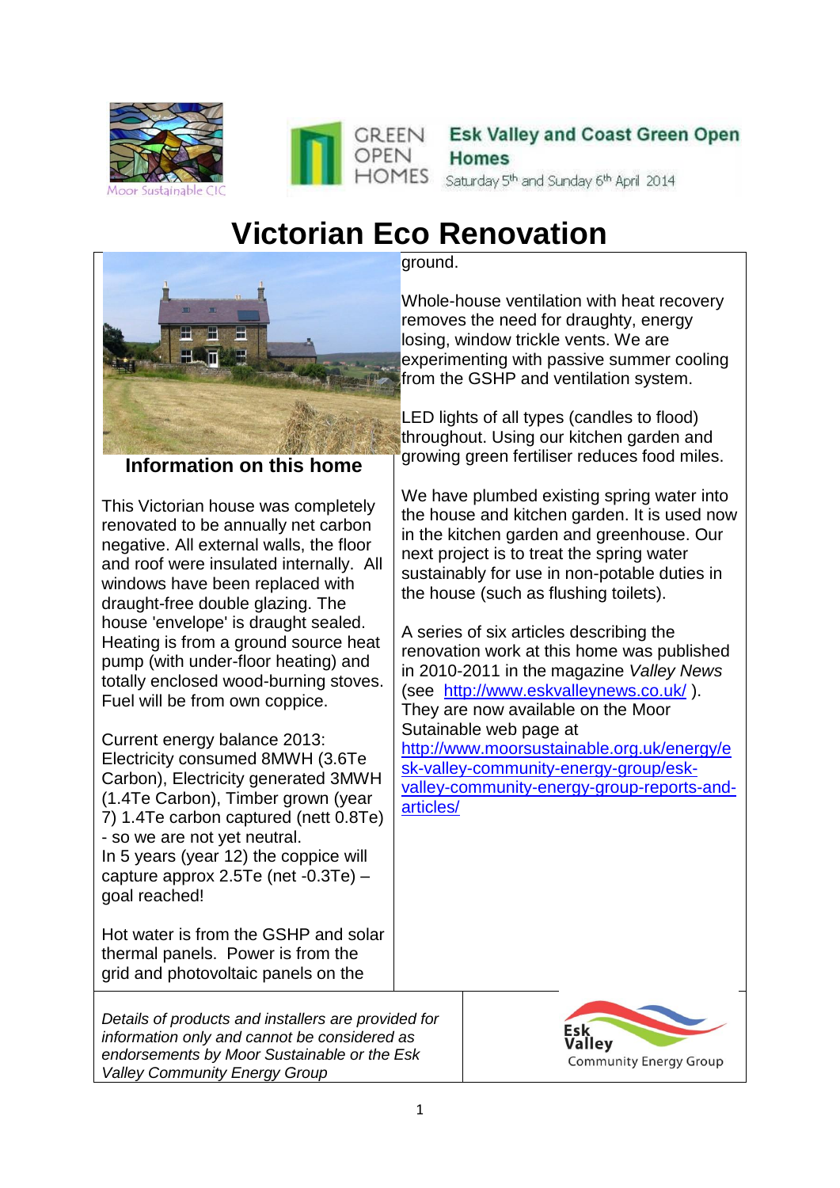Moor Sustainable CIC

GREEN OPEN HOMES

**Esk Valley and Coast Green Open Homes**

Saturday 5th and Sunday 6th April 2014

# Victorian Eco Renovation

## Information on this home

This Victorian house was completely renovated to be annually net carbon negative. All external walls, the floor and roof were insulated internally. All windows have been replaced with draught-free double glazing. The house 'envelope' is draught sealed. Heating is from a ground source heat pump (with under-floor heating) and totally enclosed wood-burning stoves. Fuel will be from own coppice.

Current energy balance 2013:
Electricity consumed 8MWH (3.6Te Carbon), Electricity generated 3MWH (1.4Te Carbon), Timber grown (year 7) 1.4Te carbon captured (nett 0.8Te) - so we are not yet neutral.
In 5 years (year 12) the coppice will capture approx 2.5Te (net -0.3Te) – goal reached!

Hot water is from the GSHP and solar thermal panels. Power is from the grid and photovoltaic panels on the ground.

Whole-house ventilation with heat recovery removes the need for draughty, energy losing, window trickle vents. We are experimenting with passive summer cooling from the GSHP and ventilation system.

LED lights of all types (candles to flood) throughout. Using our kitchen garden and growing green fertiliser reduces food miles.

We have plumbed existing spring water into the house and kitchen garden. It is used now in the kitchen garden and greenhouse. Our next project is to treat the spring water sustainably for use in non-potable duties in the house (such as flushing toilets).

A series of six articles describing the renovation work at this home was published in 2010-2011 in the magazine *Valley News* (see http://www.eskvalleynews.co.uk/ ). They are now available on the Moor Sutainable web page at http://www.moorsustainable.org.uk/energy/esk-valley-community-energy-group/esk-valley-community-energy-group-reports-and-articles/

*Details of products and installers are provided for information only and cannot be considered as endorsements by Moor Sustainable or the Esk Valley Community Energy Group*

Esk Valley Community Energy Group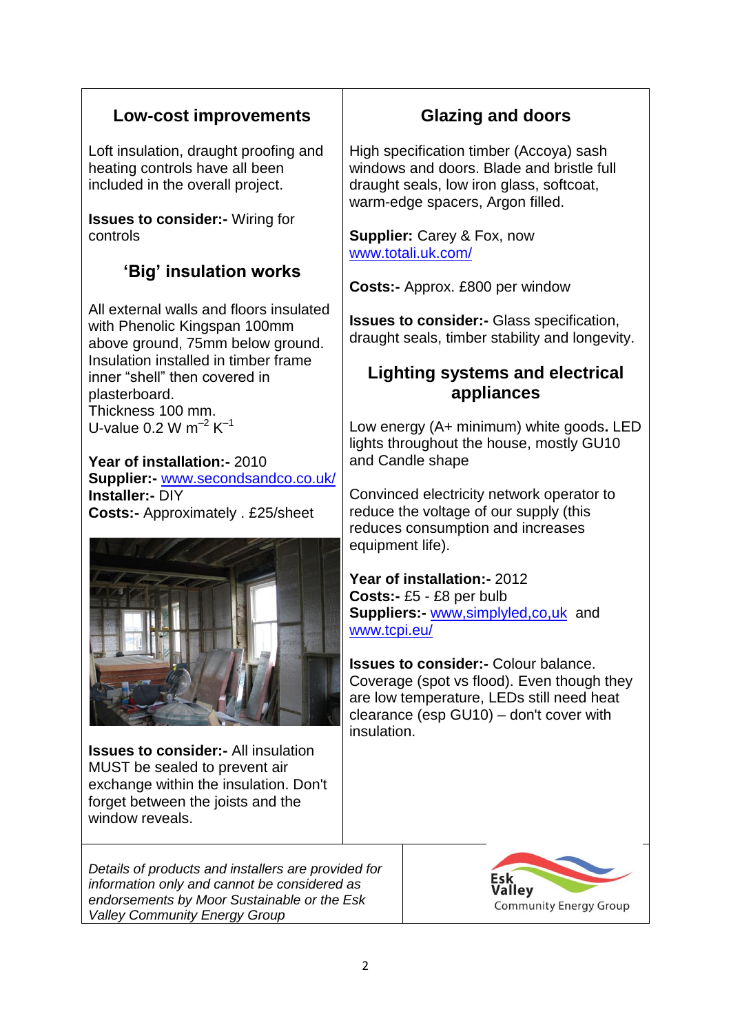## Low-cost improvements

Loft insulation, draught proofing and heating controls have all been included in the overall project.

**Issues to consider:-** Wiring for controls

## 'Big' insulation works

All external walls and floors insulated with Phenolic Kingspan 100mm above ground, 75mm below ground. Insulation installed in timber frame inner "shell" then covered in plasterboard.
Thickness 100 mm.
U-value 0.2 W $m^{-2}$ $K^{-1}$

**Year of installation:-** 2010
**Supplier:-** www.secondsandco.co.uk/
**Installer:-** DIY
**Costs:-** Approximately . £25/sheet

**Issues to consider:-** All insulation MUST be sealed to prevent air exchange within the insulation. Don't forget between the joists and the window reveals.

## Glazing and doors

High specification timber (Accoya) sash windows and doors. Blade and bristle full draught seals, low iron glass, softcoat, warm-edge spacers, Argon filled.

**Supplier:** Carey & Fox, now www.totali.uk.com/

**Costs:-** Approx. £800 per window

**Issues to consider:-** Glass specification, draught seals, timber stability and longevity.

## Lighting systems and electrical appliances

Low energy (A+ minimum) white goods**.** LED lights throughout the house, mostly GU10 and Candle shape

Convinced electricity network operator to reduce the voltage of our supply (this reduces consumption and increases equipment life).

**Year of installation:-** 2012
**Costs:-** £5 - £8 per bulb
**Suppliers:-** www,simplyled,co,uk and www.tcpi.eu/

**Issues to consider:-** Colour balance. Coverage (spot vs flood). Even though they are low temperature, LEDs still need heat clearance (esp GU10) – don't cover with insulation.

*Details of products and installers are provided for information only and cannot be considered as endorsements by Moor Sustainable or the Esk Valley Community Energy Group*

Esk Valley Community Energy Group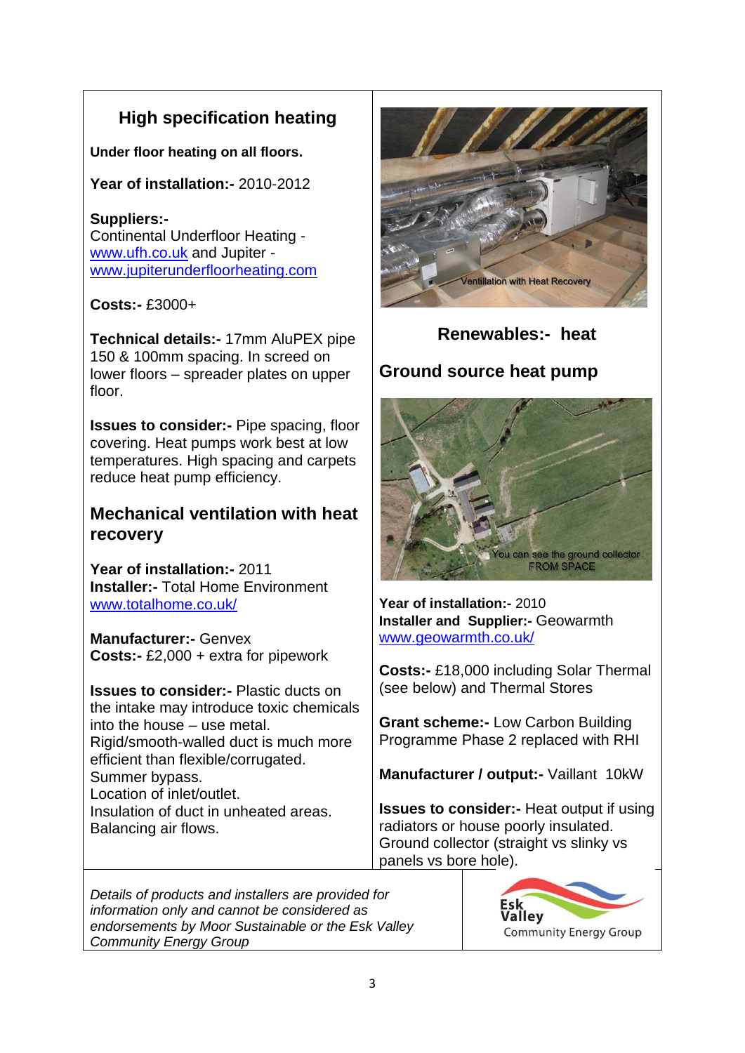## High specification heating

**Under floor heating on all floors.**

**Year of installation:-** 2010-2012

**Suppliers:-**
Continental Underfloor Heating - www.ufh.co.uk and Jupiter - www.jupiterunderfloorheating.com

**Costs:-** £3000+

**Technical details:-** 17mm AluPEX pipe 150 & 100mm spacing. In screed on lower floors – spreader plates on upper floor.

**Issues to consider:-** Pipe spacing, floor covering. Heat pumps work best at low temperatures. High spacing and carpets reduce heat pump efficiency.

## Mechanical ventilation with heat recovery

**Year of installation:-** 2011
**Installer:-** Total Home Environment www.totalhome.co.uk/

**Manufacturer:-** Genvex
**Costs:-** £2,000 + extra for pipework

**Issues to consider:-** Plastic ducts on the intake may introduce toxic chemicals into the house – use metal.
Rigid/smooth-walled duct is much more efficient than flexible/corrugated.
Summer bypass.
Location of inlet/outlet.
Insulation of duct in unheated areas.
Balancing air flows.

Ventilation with Heat Recovery

## Renewables:- heat

## Ground source heat pump

You can see the ground collector FROM SPACE

**Year of installation:-** 2010
**Installer and Supplier:-** Geowarmth www.geowarmth.co.uk/

**Costs:-** £18,000 including Solar Thermal (see below) and Thermal Stores

**Grant scheme:-** Low Carbon Building Programme Phase 2 replaced with RHI

**Manufacturer / output:-** Vaillant 10kW

**Issues to consider:-** Heat output if using radiators or house poorly insulated. Ground collector (straight vs slinky vs panels vs bore hole).

*Details of products and installers are provided for information only and cannot be considered as endorsements by Moor Sustainable or the Esk Valley Community Energy Group*

Esk Valley Community Energy Group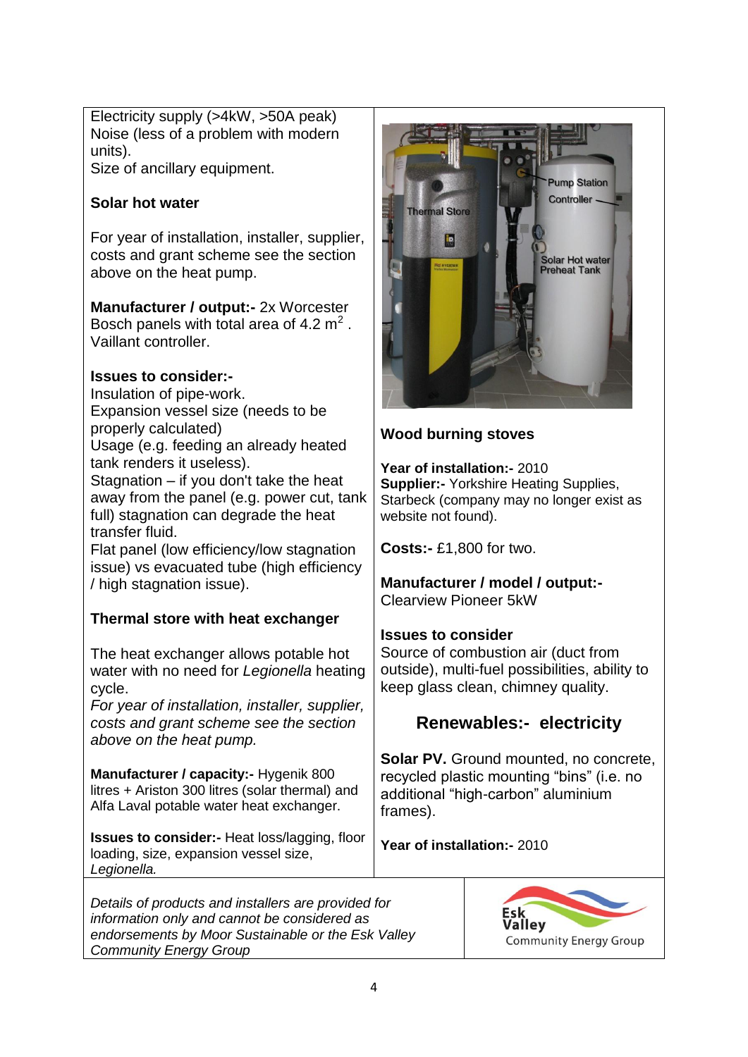Electricity supply (>4kW, >50A peak)
Noise (less of a problem with modern units).
Size of ancillary equipment.

**Solar hot water**

For year of installation, installer, supplier, costs and grant scheme see the section above on the heat pump.

**Manufacturer / output:-** 2x Worcester Bosch panels with total area of 4.2 $m^2$ . Vaillant controller.

**Issues to consider:-**
Insulation of pipe-work.
Expansion vessel size (needs to be properly calculated)
Usage (e.g. feeding an already heated tank renders it useless).
Stagnation – if you don't take the heat away from the panel (e.g. power cut, tank full) stagnation can degrade the heat transfer fluid.
Flat panel (low efficiency/low stagnation issue) vs evacuated tube (high efficiency / high stagnation issue).

**Thermal store with heat exchanger**

The heat exchanger allows potable hot water with no need for *Legionella* heating cycle.
*For year of installation, installer, supplier, costs and grant scheme see the section above on the heat pump.*

**Manufacturer / capacity:-** Hygenik 800 litres + Ariston 300 litres (solar thermal) and Alfa Laval potable water heat exchanger.

**Issues to consider:-** Heat loss/lagging, floor loading, size, expansion vessel size, *Legionella.*

**Wood burning stoves**

**Year of installation:-** 2010
**Supplier:-** Yorkshire Heating Supplies, Starbeck (company may no longer exist as website not found).

**Costs:-** £1,800 for two.

**Manufacturer / model / output:-**
Clearview Pioneer 5kW

**Issues to consider**
Source of combustion air (duct from outside), multi-fuel possibilities, ability to keep glass clean, chimney quality.

## Renewables:- electricity

**Solar PV.** Ground mounted, no concrete, recycled plastic mounting "bins" (i.e. no additional "high-carbon" aluminium frames).

**Year of installation:-** 2010

*Details of products and installers are provided for information only and cannot be considered as endorsements by Moor Sustainable or the Esk Valley Community Energy Group*

Esk Valley Community Energy Group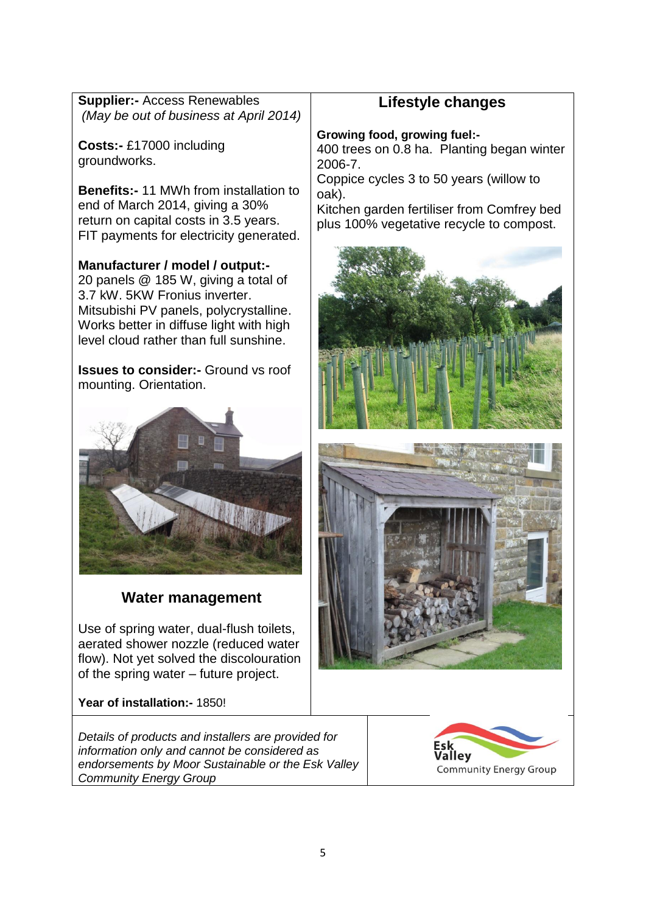**Supplier:-** Access Renewables
*(May be out of business at April 2014)*

**Costs:-** £17000 including groundworks.

**Benefits:-** 11 MWh from installation to end of March 2014, giving a 30% return on capital costs in 3.5 years. FIT payments for electricity generated.

**Manufacturer / model / output:-**
20 panels @ 185 W, giving a total of 3.7 kW. 5KW Fronius inverter. Mitsubishi PV panels, polycrystalline. Works better in diffuse light with high level cloud rather than full sunshine.

**Issues to consider:-** Ground vs roof mounting. Orientation.

## Water management

Use of spring water, dual-flush toilets, aerated shower nozzle (reduced water flow). Not yet solved the discolouration of the spring water – future project.

**Year of installation:-** 1850!

## Lifestyle changes

**Growing food, growing fuel:-**
400 trees on 0.8 ha. Planting began winter 2006-7.
Coppice cycles 3 to 50 years (willow to oak).
Kitchen garden fertiliser from Comfrey bed plus 100% vegetative recycle to compost.

*Details of products and installers are provided for information only and cannot be considered as endorsements by Moor Sustainable or the Esk Valley Community Energy Group*

Esk Valley Community Energy Group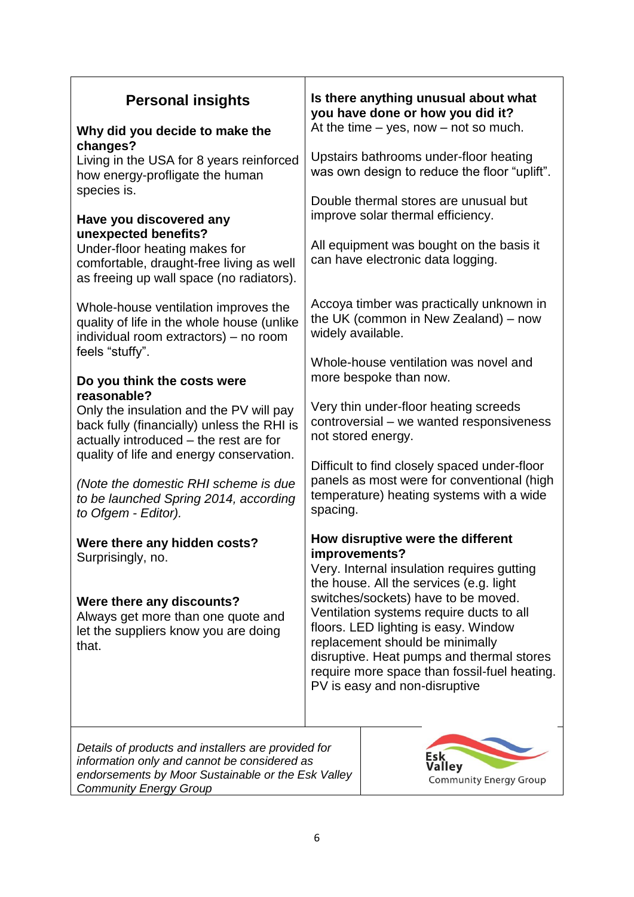## Personal insights

**Why did you decide to make the changes?**
Living in the USA for 8 years reinforced how energy-profligate the human species is.

**Have you discovered any unexpected benefits?**
Under-floor heating makes for comfortable, draught-free living as well as freeing up wall space (no radiators).

Whole-house ventilation improves the quality of life in the whole house (unlike individual room extractors) – no room feels "stuffy".

**Do you think the costs were reasonable?**
Only the insulation and the PV will pay back fully (financially) unless the RHI is actually introduced – the rest are for quality of life and energy conservation.

*(Note the domestic RHI scheme is due to be launched Spring 2014, according to Ofgem - Editor).*

**Were there any hidden costs?**
Surprisingly, no.

**Were there any discounts?**
Always get more than one quote and let the suppliers know you are doing that.

**Is there anything unusual about what you have done or how you did it?**
At the time – yes, now – not so much.

Upstairs bathrooms under-floor heating was own design to reduce the floor "uplift".

Double thermal stores are unusual but improve solar thermal efficiency.

All equipment was bought on the basis it can have electronic data logging.

Accoya timber was practically unknown in the UK (common in New Zealand) – now widely available.

Whole-house ventilation was novel and more bespoke than now.

Very thin under-floor heating screeds controversial – we wanted responsiveness not stored energy.

Difficult to find closely spaced under-floor panels as most were for conventional (high temperature) heating systems with a wide spacing.

**How disruptive were the different improvements?**
Very. Internal insulation requires gutting the house. All the services (e.g. light switches/sockets) have to be moved. Ventilation systems require ducts to all floors. LED lighting is easy. Window replacement should be minimally disruptive. Heat pumps and thermal stores require more space than fossil-fuel heating. PV is easy and non-disruptive

*Details of products and installers are provided for information only and cannot be considered as endorsements by Moor Sustainable or the Esk Valley Community Energy Group*

Esk Valley Community Energy Group